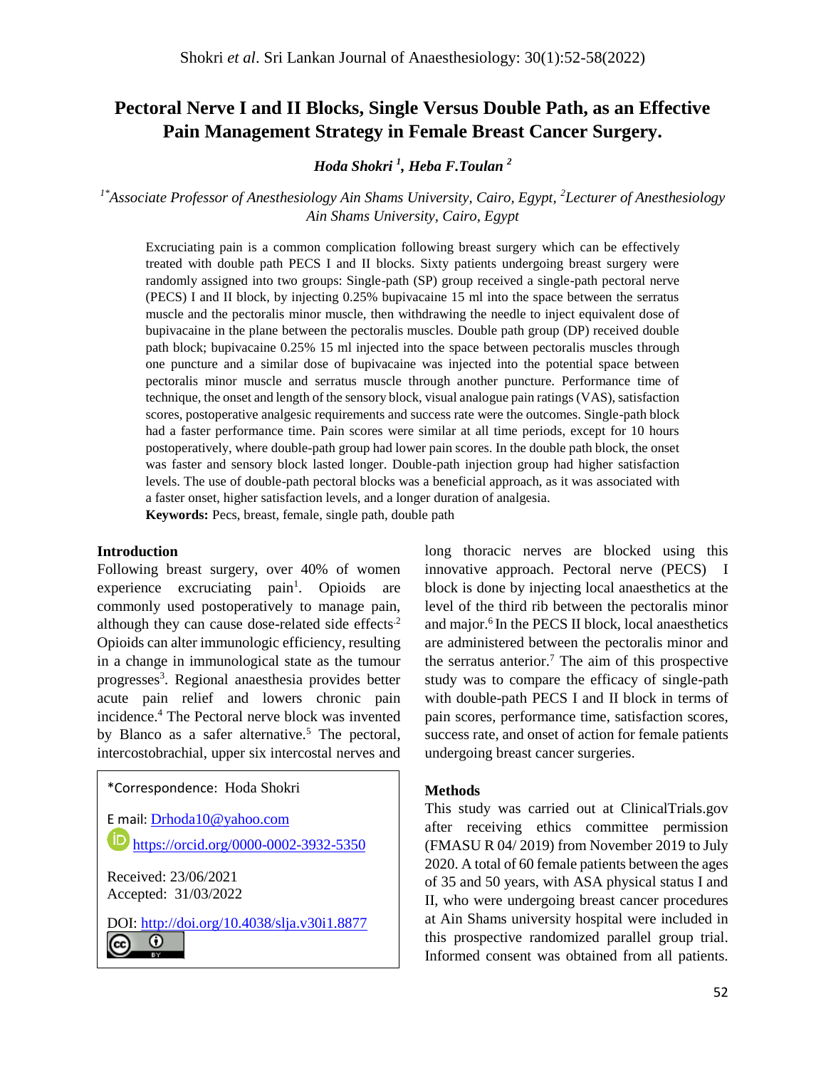# Pectoral Nerve I and II Blocks, Single Versus Double Path, as an Effective Pain Management Strategy in Female Breast Cancer Surgery.

***Hoda Shokri [1], Heba F.Toulan [2]***

*[1*]Associate Professor of Anesthesiology Ain Shams University, Cairo, Egypt, [2]Lecturer of Anesthesiology Ain Shams University, Cairo, Egypt*

Excruciating pain is a common complication following breast surgery which can be effectively treated with double path PECS I and II blocks. Sixty patients undergoing breast surgery were randomly assigned into two groups: Single-path (SP) group received a single-path pectoral nerve (PECS) I and II block, by injecting 0.25% bupivacaine 15 ml into the space between the serratus muscle and the pectoralis minor muscle, then withdrawing the needle to inject equivalent dose of bupivacaine in the plane between the pectoralis muscles. Double path group (DP) received double path block; bupivacaine 0.25% 15 ml injected into the space between pectoralis muscles through one puncture and a similar dose of bupivacaine was injected into the potential space between pectoralis minor muscle and serratus muscle through another puncture. Performance time of technique, the onset and length of the sensory block, visual analogue pain ratings (VAS), satisfaction scores, postoperative analgesic requirements and success rate were the outcomes. Single-path block had a faster performance time. Pain scores were similar at all time periods, except for 10 hours postoperatively, where double-path group had lower pain scores. In the double path block, the onset was faster and sensory block lasted longer. Double-path injection group had higher satisfaction levels. The use of double-path pectoral blocks was a beneficial approach, as it was associated with a faster onset, higher satisfaction levels, and a longer duration of analgesia.

**Keywords:** Pecs, breast, female, single path, double path

## Introduction

Following breast surgery, over 40% of women experience excruciating pain[1]. Opioids are commonly used postoperatively to manage pain, although they can cause dose-related side effects.[2] Opioids can alter immunologic efficiency, resulting in a change in immunological state as the tumour progresses[3]. Regional anaesthesia provides better acute pain relief and lowers chronic pain incidence.[4] The Pectoral nerve block was invented by Blanco as a safer alternative.[5] The pectoral, intercostobrachial, upper six intercostal nerves and long thoracic nerves are blocked using this innovative approach. Pectoral nerve (PECS) I block is done by injecting local anaesthetics at the level of the third rib between the pectoralis minor and major.[6] In the PECS II block, local anaesthetics are administered between the pectoralis minor and the serratus anterior.[7] The aim of this prospective study was to compare the efficacy of single-path with double-path PECS I and II block in terms of pain scores, performance time, satisfaction scores, success rate, and onset of action for female patients undergoing breast cancer surgeries.

*Correspondence: Hoda Shokri

E mail: Drhoda10@yahoo.com

https://orcid.org/0000-0002-3932-5350

Received: 23/06/2021
Accepted: 31/03/2022

DOI: http://doi.org/10.4038/slja.v30i1.8877

## Methods

This study was carried out at ClinicalTrials.gov after receiving ethics committee permission (FMASU R 04/ 2019) from November 2019 to July 2020. A total of 60 female patients between the ages of 35 and 50 years, with ASA physical status I and II, who were undergoing breast cancer procedures at Ain Shams university hospital were included in this prospective randomized parallel group trial. Informed consent was obtained from all patients.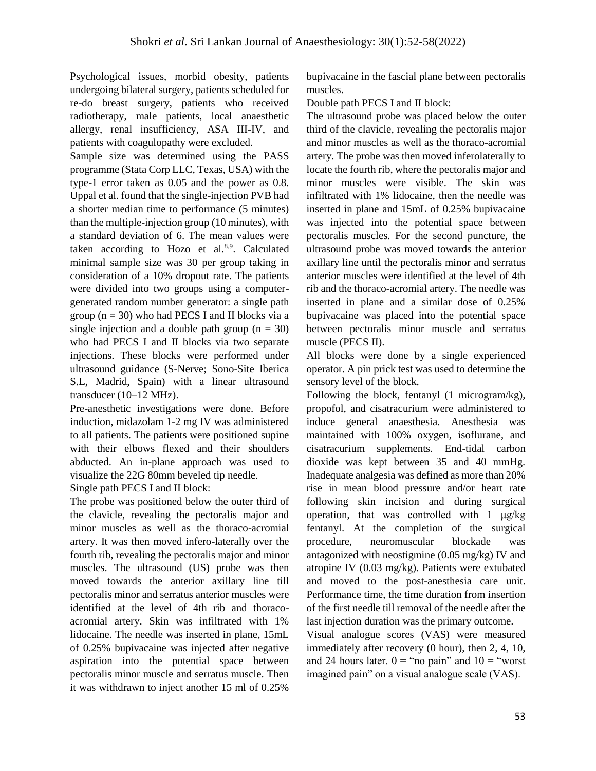Psychological issues, morbid obesity, patients undergoing bilateral surgery, patients scheduled for re-do breast surgery, patients who received radiotherapy, male patients, local anaesthetic allergy, renal insufficiency, ASA III-IV, and patients with coagulopathy were excluded.

Sample size was determined using the PASS programme (Stata Corp LLC, Texas, USA) with the type-1 error taken as 0.05 and the power as 0.8. Uppal et al. found that the single-injection PVB had a shorter median time to performance (5 minutes) than the multiple-injection group (10 minutes), with a standard deviation of 6. The mean values were taken according to Hozo et al.[8,9]. Calculated minimal sample size was 30 per group taking in consideration of a 10% dropout rate. The patients were divided into two groups using a computer-generated random number generator: a single path group (n = 30) who had PECS I and II blocks via a single injection and a double path group (n = 30) who had PECS I and II blocks via two separate injections. These blocks were performed under ultrasound guidance (S-Nerve; Sono-Site Iberica S.L, Madrid, Spain) with a linear ultrasound transducer (10–12 MHz).

Pre-anesthetic investigations were done. Before induction, midazolam 1-2 mg IV was administered to all patients. The patients were positioned supine with their elbows flexed and their shoulders abducted. An in-plane approach was used to visualize the 22G 80mm beveled tip needle.

Single path PECS I and II block:

The probe was positioned below the outer third of the clavicle, revealing the pectoralis major and minor muscles as well as the thoraco-acromial artery. It was then moved infero-laterally over the fourth rib, revealing the pectoralis major and minor muscles. The ultrasound (US) probe was then moved towards the anterior axillary line till pectoralis minor and serratus anterior muscles were identified at the level of 4th rib and thoraco-acromial artery. Skin was infiltrated with 1% lidocaine. The needle was inserted in plane, 15mL of 0.25% bupivacaine was injected after negative aspiration into the potential space between pectoralis minor muscle and serratus muscle. Then it was withdrawn to inject another 15 ml of 0.25% bupivacaine in the fascial plane between pectoralis muscles.

Double path PECS I and II block:

The ultrasound probe was placed below the outer third of the clavicle, revealing the pectoralis major and minor muscles as well as the thoraco-acromial artery. The probe was then moved inferolaterally to locate the fourth rib, where the pectoralis major and minor muscles were visible. The skin was infiltrated with 1% lidocaine, then the needle was inserted in plane and 15mL of 0.25% bupivacaine was injected into the potential space between pectoralis muscles. For the second puncture, the ultrasound probe was moved towards the anterior axillary line until the pectoralis minor and serratus anterior muscles were identified at the level of 4th rib and the thoraco-acromial artery. The needle was inserted in plane and a similar dose of 0.25% bupivacaine was placed into the potential space between pectoralis minor muscle and serratus muscle (PECS II).

All blocks were done by a single experienced operator. A pin prick test was used to determine the sensory level of the block.

Following the block, fentanyl (1 microgram/kg), propofol, and cisatracurium were administered to induce general anaesthesia. Anesthesia was maintained with 100% oxygen, isoflurane, and cisatracurium supplements. End-tidal carbon dioxide was kept between 35 and 40 mmHg. Inadequate analgesia was defined as more than 20% rise in mean blood pressure and/or heart rate following skin incision and during surgical operation, that was controlled with 1 μg/kg fentanyl. At the completion of the surgical procedure, neuromuscular blockade was antagonized with neostigmine (0.05 mg/kg) IV and atropine IV (0.03 mg/kg). Patients were extubated and moved to the post-anesthesia care unit. Performance time, the time duration from insertion of the first needle till removal of the needle after the last injection duration was the primary outcome.

Visual analogue scores (VAS) were measured immediately after recovery (0 hour), then 2, 4, 10, and 24 hours later. 0 = "no pain" and 10 = "worst imagined pain" on a visual analogue scale (VAS).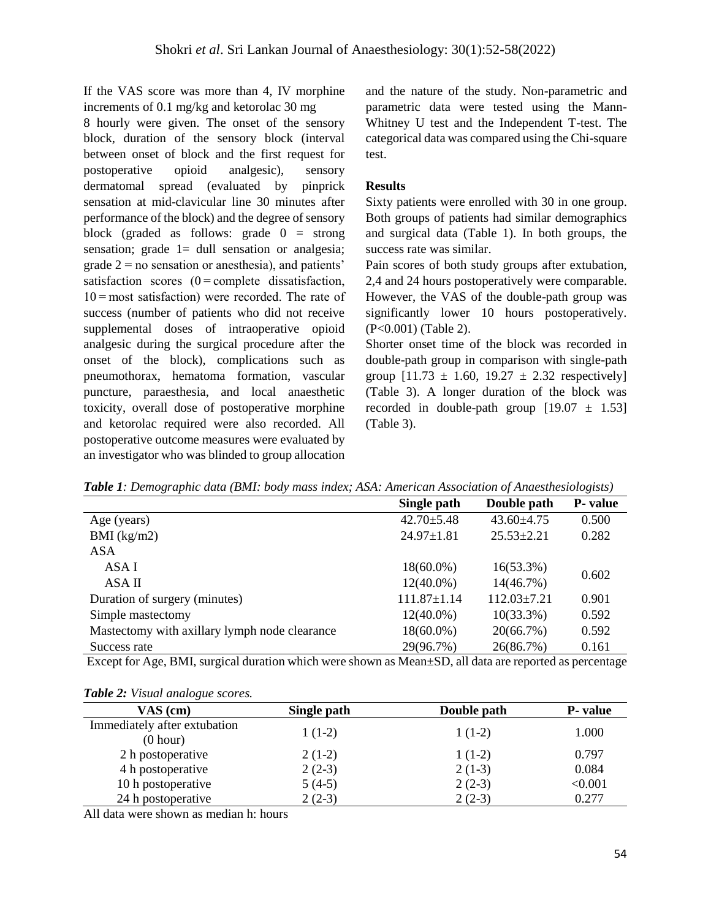If the VAS score was more than 4, IV morphine increments of 0.1 mg/kg and ketorolac 30 mg 8 hourly were given. The onset of the sensory block, duration of the sensory block (interval between onset of block and the first request for postoperative opioid analgesic), sensory dermatomal spread (evaluated by pinprick sensation at mid-clavicular line 30 minutes after performance of the block) and the degree of sensory block (graded as follows: grade 0 = strong sensation; grade 1= dull sensation or analgesia; grade 2 = no sensation or anesthesia), and patients' satisfaction scores (0 = complete dissatisfaction, 10 = most satisfaction) were recorded. The rate of success (number of patients who did not receive supplemental doses of intraoperative opioid analgesic during the surgical procedure after the onset of the block), complications such as pneumothorax, hematoma formation, vascular puncture, paraesthesia, and local anaesthetic toxicity, overall dose of postoperative morphine and ketorolac required were also recorded. All postoperative outcome measures were evaluated by an investigator who was blinded to group allocation and the nature of the study. Non-parametric and parametric data were tested using the Mann-Whitney U test and the Independent T-test. The categorical data was compared using the Chi-square test.

**Results**

Sixty patients were enrolled with 30 in one group. Both groups of patients had similar demographics and surgical data (Table 1). In both groups, the success rate was similar.

Pain scores of both study groups after extubation, 2,4 and 24 hours postoperatively were comparable. However, the VAS of the double-path group was significantly lower 10 hours postoperatively. ($P<0.001$) (Table 2).

Shorter onset time of the block was recorded in double-path group in comparison with single-path group [11.73 ± 1.60, 19.27 ± 2.32 respectively] (Table 3). A longer duration of the block was recorded in double-path group [19.07 ± 1.53] (Table 3).

***Table 1**: Demographic data (BMI: body mass index; ASA: American Association of Anaesthesiologists)*

| | Single path | Double path | P- value |
|---|---|---|---|
| Age (years) | 42.70±5.48 | 43.60±4.75 | 0.500 |
| BMI (kg/m2) | 24.97±1.81 | 25.53±2.21 | 0.282 |
| ASA | | | |
| ASA I | 18(60.0%) | 16(53.3%) | 0.602 |
| ASA II | 12(40.0%) | 14(46.7%) | |
| Duration of surgery (minutes) | 111.87±1.14 | 112.03±7.21 | 0.901 |
| Simple mastectomy | 12(40.0%) | 10(33.3%) | 0.592 |
| Mastectomy with axillary lymph node clearance | 18(60.0%) | 20(66.7%) | 0.592 |
| Success rate | 29(96.7%) | 26(86.7%) | 0.161 |

Except for Age, BMI, surgical duration which were shown as Mean±SD, all data are reported as percentage

***Table 2:** Visual analogue scores.*

| VAS (cm) | Single path | Double path | P- value |
|---|---|---|---|
| Immediately after extubation (0 hour) | 1 (1-2) | 1 (1-2) | 1.000 |
| 2 h postoperative | 2 (1-2) | 1 (1-2) | 0.797 |
| 4 h postoperative | 2 (2-3) | 2 (1-3) | 0.084 |
| 10 h postoperative | 5 (4-5) | 2 (2-3) | <0.001 |
| 24 h postoperative | 2 (2-3) | 2 (2-3) | 0.277 |

All data were shown as median h: hours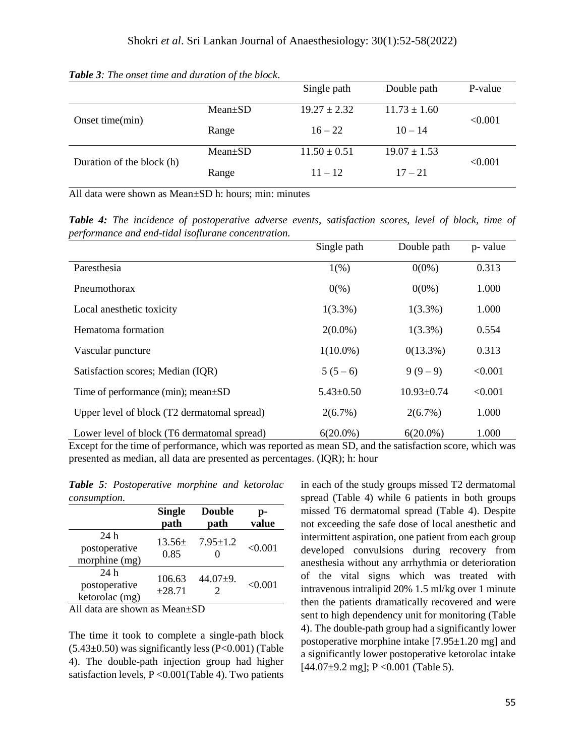*Table 3: The onset time and duration of the block.*

| | | Single path | Double path | P-value |
|---|---|---|---|---|
| Onset time(min) | Mean±SD | 19.27 ± 2.32 | 11.73 ± 1.60 | <0.001 |
| | Range | 16 – 22 | 10 – 14 | |
| Duration of the block (h) | Mean±SD | 11.50 ± 0.51 | 19.07 ± 1.53 | <0.001 |
| | Range | 11 – 12 | 17 – 21 | |

All data were shown as Mean±SD h: hours; min: minutes

*Table 4: The incidence of postoperative adverse events, satisfaction scores, level of block, time of performance and end-tidal isoflurane concentration.*

| | Single path | Double path | p- value |
|---|---|---|---|
| Paresthesia | 1(%) | 0(0%) | 0.313 |
| Pneumothorax | 0(%) | 0(0%) | 1.000 |
| Local anesthetic toxicity | 1(3.3%) | 1(3.3%) | 1.000 |
| Hematoma formation | 2(0.0%) | 1(3.3%) | 0.554 |
| Vascular puncture | 1(10.0%) | 0(13.3%) | 0.313 |
| Satisfaction scores; Median (IQR) | 5 (5 – 6) | 9 (9 – 9) | <0.001 |
| Time of performance (min); mean±SD | 5.43±0.50 | 10.93±0.74 | <0.001 |
| Upper level of block (T2 dermatomal spread) | 2(6.7%) | 2(6.7%) | 1.000 |
| Lower level of block (T6 dermatomal spread) | 6(20.0%) | 6(20.0%) | 1.000 |

Except for the time of performance, which was reported as mean SD, and the satisfaction score, which was presented as median, all data are presented as percentages. (IQR); h: hour

*Table 5: Postoperative morphine and ketorolac consumption.*

| | **Single path** | **Double path** | **p-value** |
|---|---|---|---|
| 24 h postoperative morphine (mg) | 13.56± 0.85 | 7.95±1.20 | <0.001 |
| 24 h postoperative ketorolac (mg) | 106.63 ±28.71 | 44.07±9.2 | <0.001 |

All data are shown as Mean±SD

The time it took to complete a single-path block (5.43±0.50) was significantly less (P<0.001) (Table 4). The double-path injection group had higher satisfaction levels, P <0.001(Table 4). Two patients in each of the study groups missed T2 dermatomal spread (Table 4) while 6 patients in both groups missed T6 dermatomal spread (Table 4). Despite not exceeding the safe dose of local anesthetic and intermittent aspiration, one patient from each group developed convulsions during recovery from anesthesia without any arrhythmia or deterioration of the vital signs which was treated with intravenous intralipid 20% 1.5 ml/kg over 1 minute then the patients dramatically recovered and were sent to high dependency unit for monitoring (Table 4). The double-path group had a significantly lower postoperative morphine intake [7.95±1.20 mg] and a significantly lower postoperative ketorolac intake [44.07±9.2 mg]; P <0.001 (Table 5).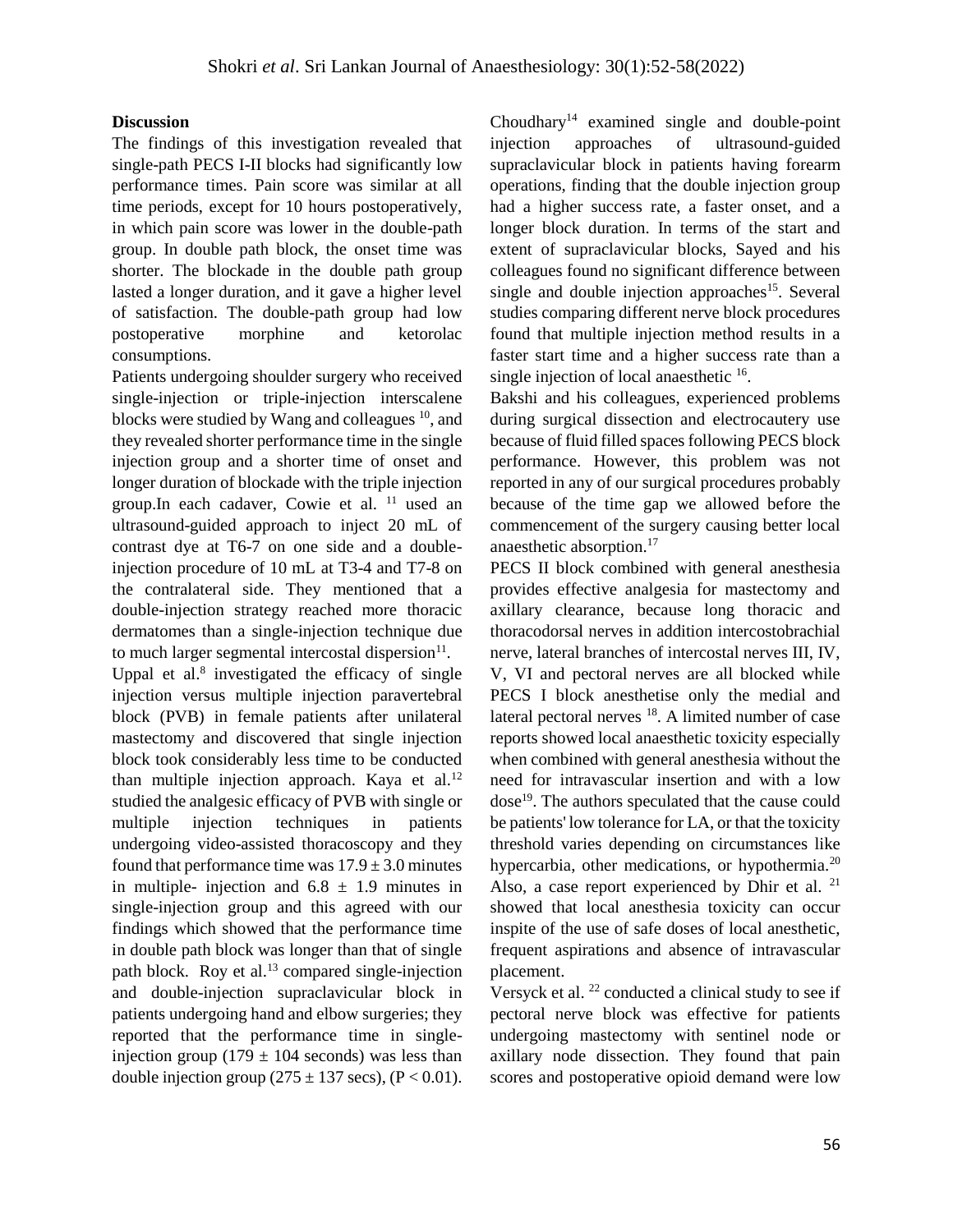### Discussion

The findings of this investigation revealed that single-path PECS I-II blocks had significantly low performance times. Pain score was similar at all time periods, except for 10 hours postoperatively, in which pain score was lower in the double-path group. In double path block, the onset time was shorter. The blockade in the double path group lasted a longer duration, and it gave a higher level of satisfaction. The double-path group had low postoperative morphine and ketorolac consumptions.

Patients undergoing shoulder surgery who received single-injection or triple-injection interscalene blocks were studied by Wang and colleagues [10], and they revealed shorter performance time in the single injection group and a shorter time of onset and longer duration of blockade with the triple injection group.In each cadaver, Cowie et al. [11] used an ultrasound-guided approach to inject 20 mL of contrast dye at T6-7 on one side and a double-injection procedure of 10 mL at T3-4 and T7-8 on the contralateral side. They mentioned that a double-injection strategy reached more thoracic dermatomes than a single-injection technique due to much larger segmental intercostal dispersion[11].

Uppal et al.[8] investigated the efficacy of single injection versus multiple injection paravertebral block (PVB) in female patients after unilateral mastectomy and discovered that single injection block took considerably less time to be conducted than multiple injection approach. Kaya et al.[12] studied the analgesic efficacy of PVB with single or multiple injection techniques in patients undergoing video-assisted thoracoscopy and they found that performance time was $17.9 \pm 3.0$ minutes in multiple- injection and $6.8 \pm 1.9$ minutes in single-injection group and this agreed with our findings which showed that the performance time in double path block was longer than that of single path block. Roy et al.[13] compared single-injection and double-injection supraclavicular block in patients undergoing hand and elbow surgeries; they reported that the performance time in single-injection group ($179 \pm 104$ seconds) was less than double injection group ($275 \pm 137$ secs), ($P < 0.01$). Choudhary[14] examined single and double-point injection approaches of ultrasound-guided supraclavicular block in patients having forearm operations, finding that the double injection group had a higher success rate, a faster onset, and a longer block duration. In terms of the start and extent of supraclavicular blocks, Sayed and his colleagues found no significant difference between single and double injection approaches[15]. Several studies comparing different nerve block procedures found that multiple injection method results in a faster start time and a higher success rate than a single injection of local anaesthetic [16].

Bakshi and his colleagues, experienced problems during surgical dissection and electrocautery use because of fluid filled spaces following PECS block performance. However, this problem was not reported in any of our surgical procedures probably because of the time gap we allowed before the commencement of the surgery causing better local anaesthetic absorption.[17]

PECS II block combined with general anesthesia provides effective analgesia for mastectomy and axillary clearance, because long thoracic and thoracodorsal nerves in addition intercostobrachial nerve, lateral branches of intercostal nerves III, IV, V, VI and pectoral nerves are all blocked while PECS I block anesthetise only the medial and lateral pectoral nerves [18]. A limited number of case reports showed local anaesthetic toxicity especially when combined with general anesthesia without the need for intravascular insertion and with a low dose[19]. The authors speculated that the cause could be patients' low tolerance for LA, or that the toxicity threshold varies depending on circumstances like hypercarbia, other medications, or hypothermia.[20] Also, a case report experienced by Dhir et al. [21] showed that local anesthesia toxicity can occur inspite of the use of safe doses of local anesthetic, frequent aspirations and absence of intravascular placement.

Versyck et al. [22] conducted a clinical study to see if pectoral nerve block was effective for patients undergoing mastectomy with sentinel node or axillary node dissection. They found that pain scores and postoperative opioid demand were low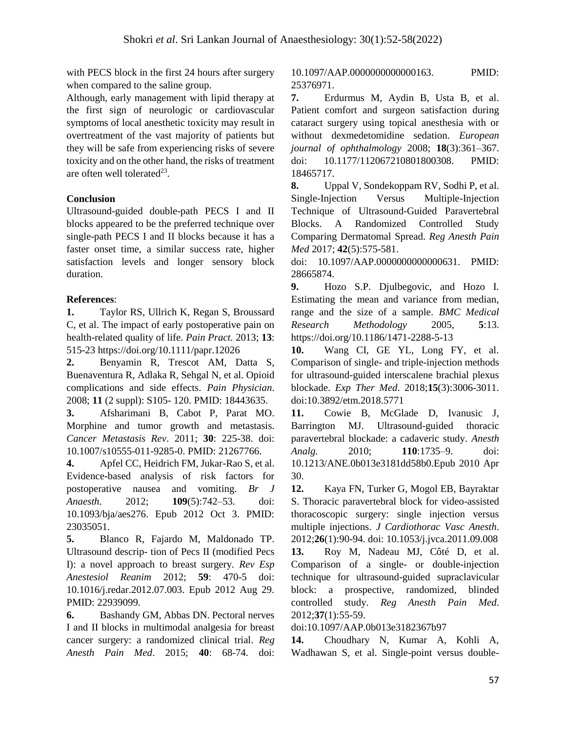with PECS block in the first 24 hours after surgery when compared to the saline group.

Although, early management with lipid therapy at the first sign of neurologic or cardiovascular symptoms of local anesthetic toxicity may result in overtreatment of the vast majority of patients but they will be safe from experiencing risks of severe toxicity and on the other hand, the risks of treatment are often well tolerated[23].

**Conclusion**

Ultrasound-guided double-path PECS I and II blocks appeared to be the preferred technique over single-path PECS I and II blocks because it has a faster onset time, a similar success rate, higher satisfaction levels and longer sensory block duration.

**References**:

**1.** Taylor RS, Ullrich K, Regan S, Broussard C, et al. The impact of early postoperative pain on health-related quality of life. *Pain Pract.* 2013; **13**: 515-23 https://doi.org/10.1111/papr.12026

**2.** Benyamin R, Trescot AM, Datta S, Buenaventura R, Adlaka R, Sehgal N, et al. Opioid complications and side effects. *Pain Physician*. 2008; **11** (2 suppl): S105- 120. PMID: 18443635.

**3.** Afsharimani B, Cabot P, Parat MO. Morphine and tumor growth and metastasis. *Cancer Metastasis Rev*. 2011; **30**: 225-38. doi: 10.1007/s10555-011-9285-0. PMID: 21267766.

**4.** Apfel CC, Heidrich FM, Jukar-Rao S, et al. Evidence-based analysis of risk factors for postoperative nausea and vomiting. *Br J Anaesth*. 2012; **109**(5):742–53. doi: 10.1093/bja/aes276. Epub 2012 Oct 3. PMID: 23035051.

**5.** Blanco R, Fajardo M, Maldonado TP. Ultrasound descrip- tion of Pecs II (modified Pecs I): a novel approach to breast surgery. *Rev Esp Anestesiol Reanim* 2012; **59**: 470-5 doi: 10.1016/j.redar.2012.07.003. Epub 2012 Aug 29. PMID: 22939099.

**6.** Bashandy GM, Abbas DN. Pectoral nerves I and II blocks in multimodal analgesia for breast cancer surgery: a randomized clinical trial. *Reg Anesth Pain Med*. 2015; **40**: 68-74. doi: 10.1097/AAP.0000000000000163. PMID: 25376971.

**7.** Erdurmus M, Aydin B, Usta B, et al. Patient comfort and surgeon satisfaction during cataract surgery using topical anesthesia with or without dexmedetomidine sedation. *European journal of ophthalmology* 2008; **18**(3):361–367. doi: 10.1177/112067210801800308. PMID: 18465717.

**8.** Uppal V, Sondekoppam RV, Sodhi P, et al. Single-Injection Versus Multiple-Injection Technique of Ultrasound-Guided Paravertebral Blocks. A Randomized Controlled Study Comparing Dermatomal Spread. *Reg Anesth Pain Med* 2017; **42**(5):575-581. doi: 10.1097/AAP.0000000000000631. PMID: 28665874.

**9.** Hozo S.P. Djulbegovic, and Hozo I. Estimating the mean and variance from median, range and the size of a sample. *BMC Medical Research Methodology* 2005, **5**:13. https://doi.org/10.1186/1471-2288-5-13

**10.** Wang CI, GE YL, Long FY, et al. Comparison of single- and triple-injection methods for ultrasound-guided interscalene brachial plexus blockade. *Exp Ther Med*. 2018;**15**(3):3006-3011. doi:10.3892/etm.2018.5771

**11.** Cowie B, McGlade D, Ivanusic J, Barrington MJ. Ultrasound-guided thoracic paravertebral blockade: a cadaveric study. *Anesth Analg.* 2010; **110**:1735–9. doi: 10.1213/ANE.0b013e3181dd58b0.Epub 2010 Apr 30.

**12.** Kaya FN, Turker G, Mogol EB, Bayraktar S. Thoracic paravertebral block for video-assisted thoracoscopic surgery: single injection versus multiple injections. *J Cardiothorac Vasc Anesth*. 2012;**26**(1):90-94. doi: 10.1053/j.jvca.2011.09.008

**13.** Roy M, Nadeau MJ, Côté D, et al. Comparison of a single- or double-injection technique for ultrasound-guided supraclavicular block: a prospective, randomized, blinded controlled study. *Reg Anesth Pain Med*. 2012;**37**(1):55-59. doi:10.1097/AAP.0b013e3182367b97

**14.** Choudhary N, Kumar A, Kohli A, Wadhawan S, et al. Single-point versus double-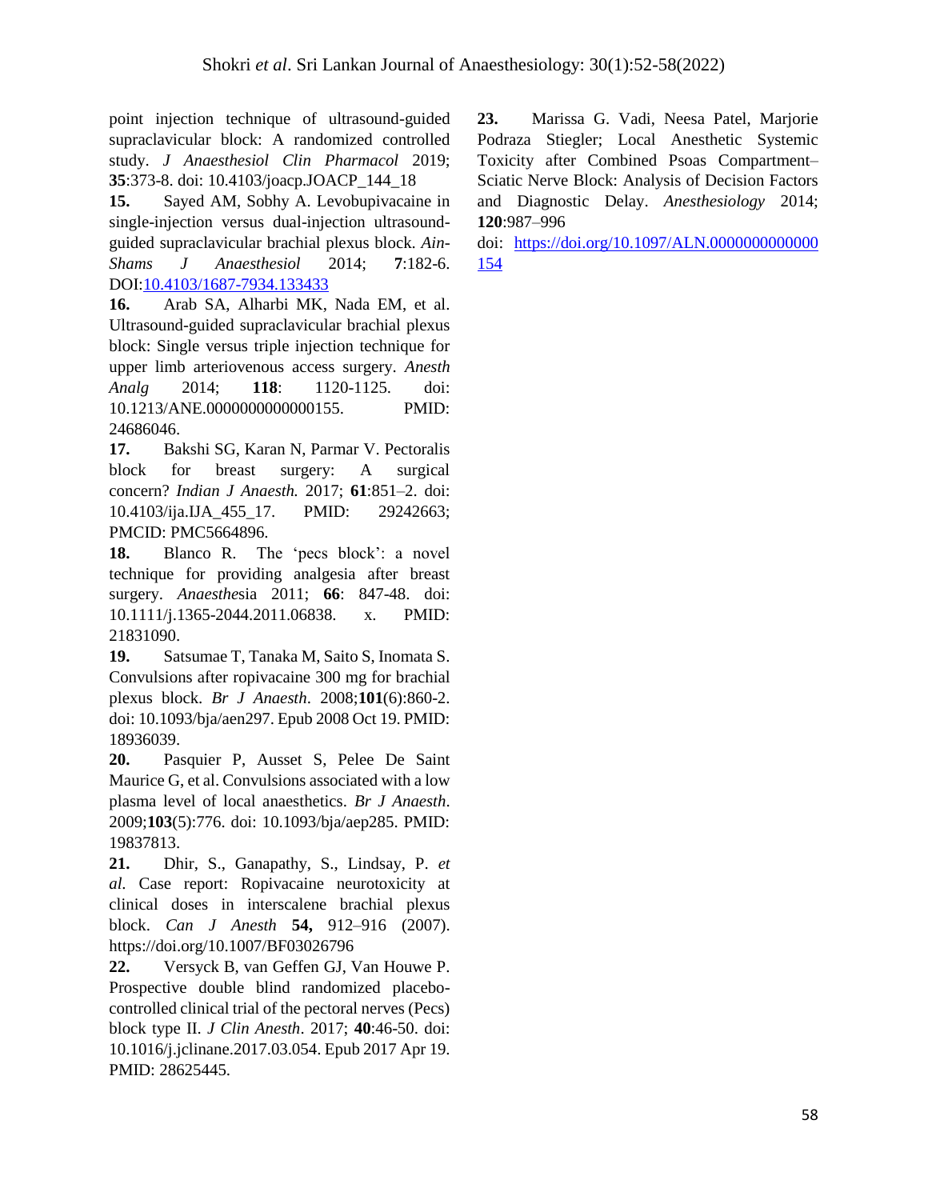point injection technique of ultrasound-guided supraclavicular block: A randomized controlled study. *J Anaesthesiol Clin Pharmacol* 2019; **35**:373-8. doi: 10.4103/joacp.JOACP_144_18

**15.** Sayed AM, Sobhy A. Levobupivacaine in single-injection versus dual-injection ultrasound-guided supraclavicular brachial plexus block. *Ain-Shams J Anaesthesiol* 2014; **7**:182-6. DOI:10.4103/1687-7934.133433

**16.** Arab SA, Alharbi MK, Nada EM, et al. Ultrasound-guided supraclavicular brachial plexus block: Single versus triple injection technique for upper limb arteriovenous access surgery. *Anesth Analg* 2014; **118**: 1120-1125. doi: 10.1213/ANE.0000000000000155. PMID: 24686046.

**17.** Bakshi SG, Karan N, Parmar V. Pectoralis block for breast surgery: A surgical concern? *Indian J Anaesth.* 2017; **61**:851–2. doi: 10.4103/ija.IJA_455_17. PMID: 29242663; PMCID: PMC5664896.

**18.** Blanco R. The 'pecs block': a novel technique for providing analgesia after breast surgery. *Anaesthe*sia 2011; **66**: 847-48. doi: 10.1111/j.1365-2044.2011.06838. x. PMID: 21831090.

**19.** Satsumae T, Tanaka M, Saito S, Inomata S. Convulsions after ropivacaine 300 mg for brachial plexus block. *Br J Anaesth*. 2008;**101**(6):860-2. doi: 10.1093/bja/aen297. Epub 2008 Oct 19. PMID: 18936039.

**20.** Pasquier P, Ausset S, Pelee De Saint Maurice G, et al. Convulsions associated with a low plasma level of local anaesthetics. *Br J Anaesth*. 2009;**103**(5):776. doi: 10.1093/bja/aep285. PMID: 19837813.

**21.** Dhir, S., Ganapathy, S., Lindsay, P. *et al*. Case report: Ropivacaine neurotoxicity at clinical doses in interscalene brachial plexus block. *Can J Anesth* **54,** 912–916 (2007). https://doi.org/10.1007/BF03026796

**22.** Versyck B, van Geffen GJ, Van Houwe P. Prospective double blind randomized placebo-controlled clinical trial of the pectoral nerves (Pecs) block type II. *J Clin Anesth*. 2017; **40**:46-50. doi: 10.1016/j.jclinane.2017.03.054. Epub 2017 Apr 19. PMID: 28625445.

**23.** Marissa G. Vadi, Neesa Patel, Marjorie Podraza Stiegler; Local Anesthetic Systemic Toxicity after Combined Psoas Compartment–Sciatic Nerve Block: Analysis of Decision Factors and Diagnostic Delay. *Anesthesiology* 2014; **120**:987–996

doi: https://doi.org/10.1097/ALN.0000000000000154